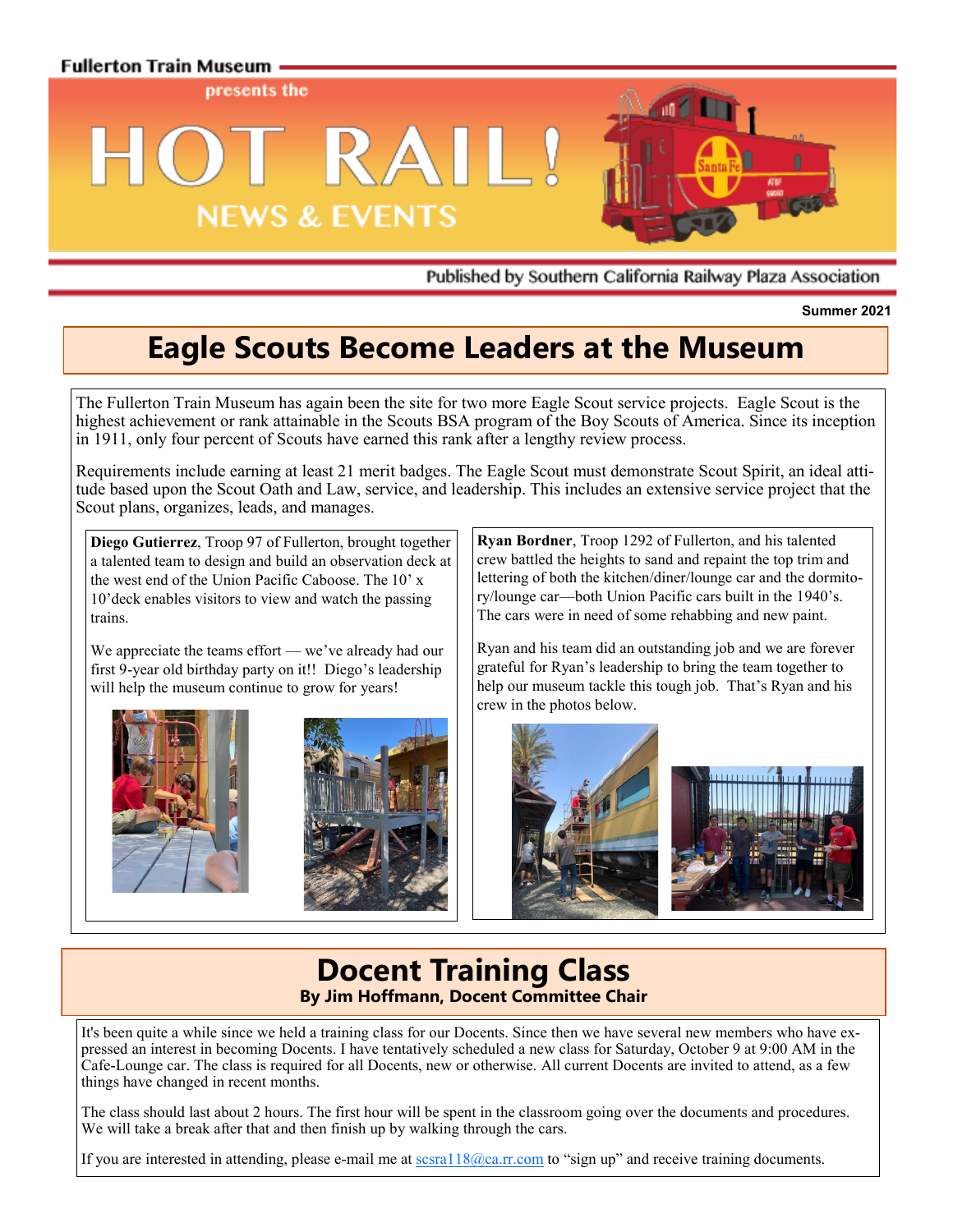Fullerton Train Museum

presents the

# HOT RAIL!

NEWS & EVENTS

Published by Southern California Railway Plaza Association

**Summer 2021**

## Eagle Scouts Become Leaders at the Museum

The Fullerton Train Museum has again been the site for two more Eagle Scout service projects. Eagle Scout is the highest achievement or rank attainable in the Scouts BSA program of the Boy Scouts of America. Since its inception in 1911, only four percent of Scouts have earned this rank after a lengthy review process.

Requirements include earning at least 21 merit badges. The Eagle Scout must demonstrate Scout Spirit, an ideal attitude based upon the Scout Oath and Law, service, and leadership. This includes an extensive service project that the Scout plans, organizes, leads, and manages.

**Diego Gutierrez**, Troop 97 of Fullerton, brought together a talented team to design and build an observation deck at the west end of the Union Pacific Caboose. The 10' x 10'deck enables visitors to view and watch the passing trains.

We appreciate the teams effort — we've already had our first 9-year old birthday party on it!! Diego's leadership will help the museum continue to grow for years!

**Ryan Bordner**, Troop 1292 of Fullerton, and his talented crew battled the heights to sand and repaint the top trim and lettering of both the kitchen/diner/lounge car and the dormitory/lounge car—both Union Pacific cars built in the 1940's. The cars were in need of some rehabbing and new paint.

Ryan and his team did an outstanding job and we are forever grateful for Ryan's leadership to bring the team together to help our museum tackle this tough job. That's Ryan and his crew in the photos below.

## Docent Training Class

**By Jim Hoffmann, Docent Committee Chair**

It's been quite a while since we held a training class for our Docents. Since then we have several new members who have expressed an interest in becoming Docents. I have tentatively scheduled a new class for Saturday, October 9 at 9:00 AM in the Cafe-Lounge car. The class is required for all Docents, new or otherwise. All current Docents are invited to attend, as a few things have changed in recent months.

The class should last about 2 hours. The first hour will be spent in the classroom going over the documents and procedures. We will take a break after that and then finish up by walking through the cars.

If you are interested in attending, please e-mail me at scsra118@ca.rr.com to "sign up" and receive training documents.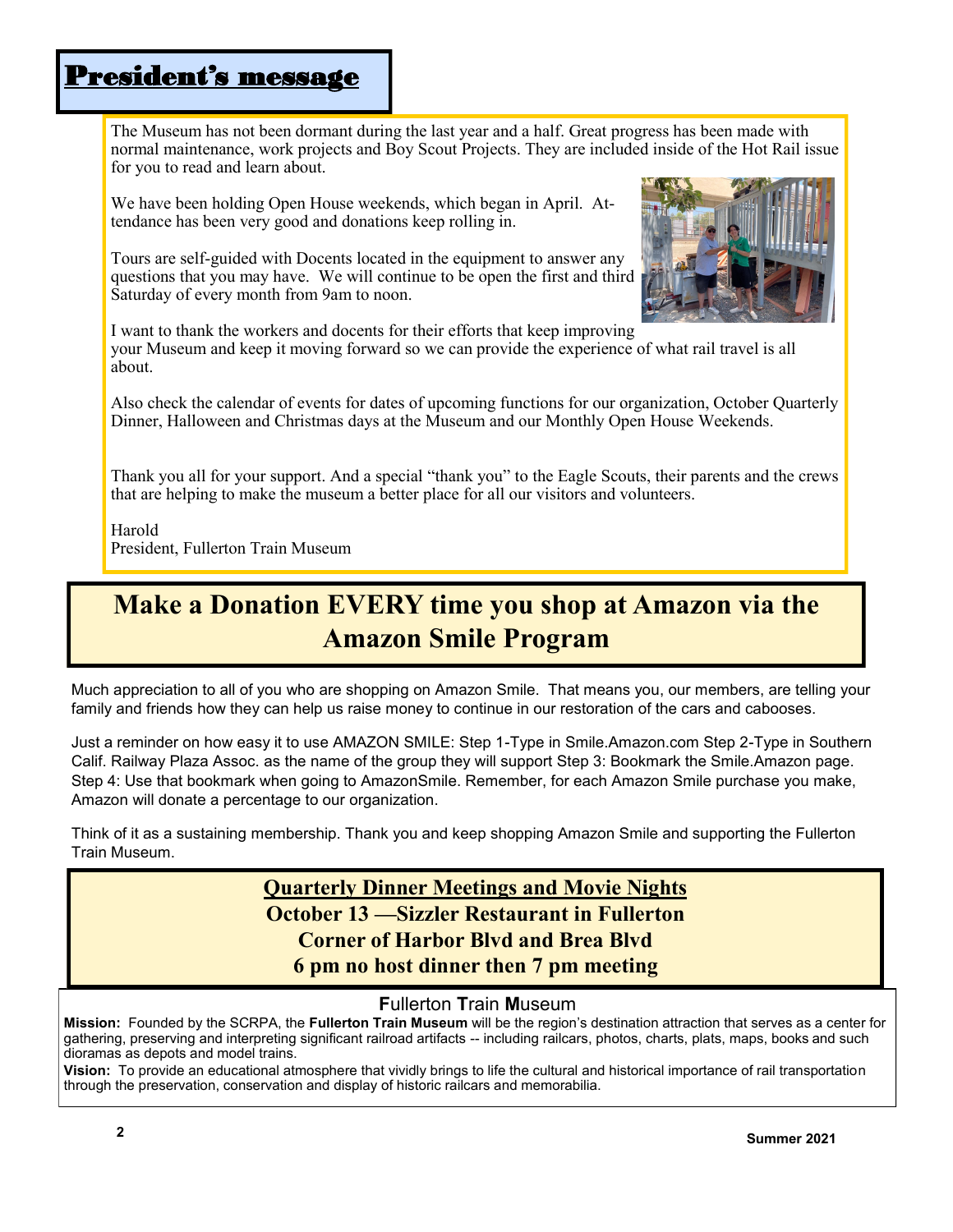# President's message

The Museum has not been dormant during the last year and a half. Great progress has been made with normal maintenance, work projects and Boy Scout Projects. They are included inside of the Hot Rail issue for you to read and learn about.

We have been holding Open House weekends, which began in April. Attendance has been very good and donations keep rolling in.

Tours are self-guided with Docents located in the equipment to answer any questions that you may have. We will continue to be open the first and third Saturday of every month from 9am to noon.

I want to thank the workers and docents for their efforts that keep improving your Museum and keep it moving forward so we can provide the experience of what rail travel is all about.

Also check the calendar of events for dates of upcoming functions for our organization, October Quarterly Dinner, Halloween and Christmas days at the Museum and our Monthly Open House Weekends.

Thank you all for your support. And a special "thank you" to the Eagle Scouts, their parents and the crews that are helping to make the museum a better place for all our visitors and volunteers.

Harold
President, Fullerton Train Museum

## Make a Donation EVERY time you shop at Amazon via the Amazon Smile Program

Much appreciation to all of you who are shopping on Amazon Smile. That means you, our members, are telling your family and friends how they can help us raise money to continue in our restoration of the cars and cabooses.

Just a reminder on how easy it to use AMAZON SMILE: Step 1-Type in Smile.Amazon.com Step 2-Type in Southern Calif. Railway Plaza Assoc. as the name of the group they will support Step 3: Bookmark the Smile.Amazon page. Step 4: Use that bookmark when going to AmazonSmile. Remember, for each Amazon Smile purchase you make, Amazon will donate a percentage to our organization.

Think of it as a sustaining membership. Thank you and keep shopping Amazon Smile and supporting the Fullerton Train Museum.

**Quarterly Dinner Meetings and Movie Nights**
**October 13 —Sizzler Restaurant in Fullerton**
**Corner of Harbor Blvd and Brea Blvd**
**6 pm no host dinner then 7 pm meeting**

### Fullerton Train Museum

**Mission:** Founded by the SCRPA, the **Fullerton Train Museum** will be the region's destination attraction that serves as a center for gathering, preserving and interpreting significant railroad artifacts -- including railcars, photos, charts, plats, maps, books and such dioramas as depots and model trains.

**Vision:** To provide an educational atmosphere that vividly brings to life the cultural and historical importance of rail transportation through the preservation, conservation and display of historic railcars and memorabilia.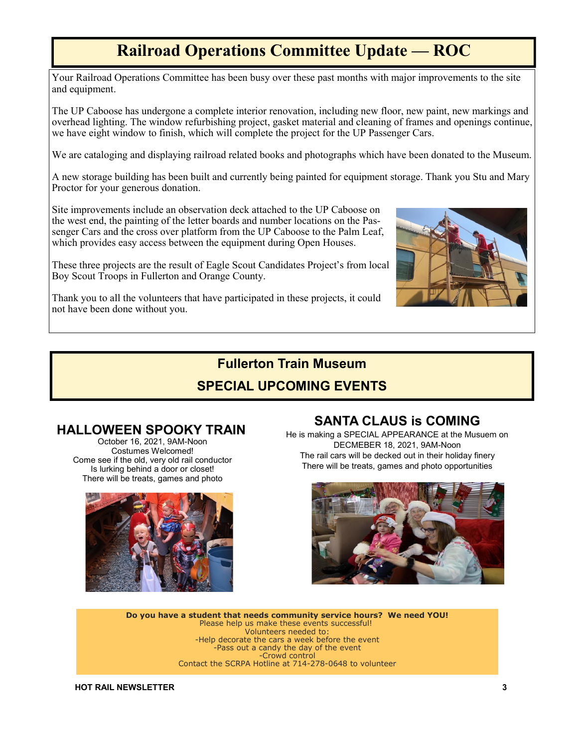# Railroad Operations Committee Update — ROC

Your Railroad Operations Committee has been busy over these past months with major improvements to the site and equipment.

The UP Caboose has undergone a complete interior renovation, including new floor, new paint, new markings and overhead lighting. The window refurbishing project, gasket material and cleaning of frames and openings continue, we have eight window to finish, which will complete the project for the UP Passenger Cars.

We are cataloging and displaying railroad related books and photographs which have been donated to the Museum.

A new storage building has been built and currently being painted for equipment storage. Thank you Stu and Mary Proctor for your generous donation.

Site improvements include an observation deck attached to the UP Caboose on the west end, the painting of the letter boards and number locations on the Passenger Cars and the cross over platform from the UP Caboose to the Palm Leaf, which provides easy access between the equipment during Open Houses.

These three projects are the result of Eagle Scout Candidates Project's from local Boy Scout Troops in Fullerton and Orange County.

Thank you to all the volunteers that have participated in these projects, it could not have been done without you.

## Fullerton Train Museum

## SPECIAL UPCOMING EVENTS

### HALLOWEEN SPOOKY TRAIN

October 16, 2021, 9AM-Noon
Costumes Welcomed!
Come see if the old, very old rail conductor
Is lurking behind a door or closet!
There will be treats, games and photo

### SANTA CLAUS is COMING

He is making a SPECIAL APPEARANCE at the Musuem on
DECMEBER 18, 2021, 9AM-Noon
The rail cars will be decked out in their holiday finery
There will be treats, games and photo opportunities

**Do you have a student that needs community service hours? We need YOU!**
Please help us make these events successful!
Volunteers needed to:
-Help decorate the cars a week before the event
-Pass out a candy the day of the event
-Crowd control
Contact the SCRPA Hotline at 714-278-0648 to volunteer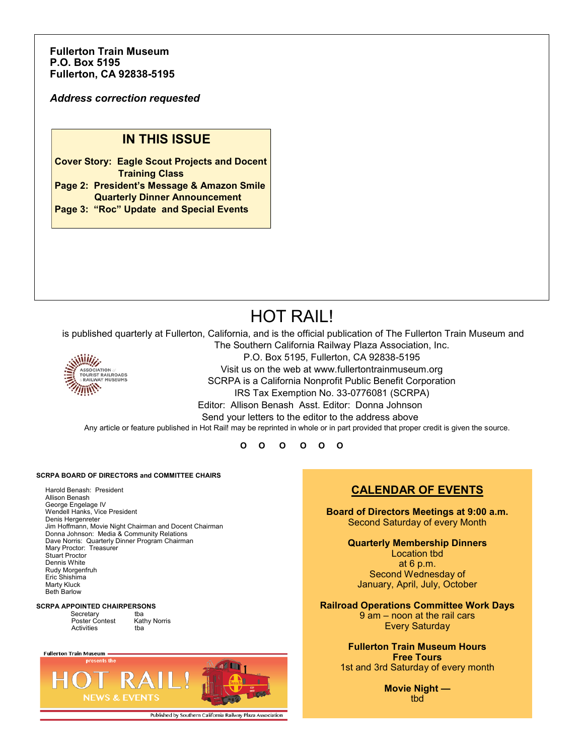**Fullerton Train Museum**
**P.O. Box 5195**
**Fullerton, CA 92838-5195**

***Address correction requested***

## IN THIS ISSUE

**Cover Story: Eagle Scout Projects and Docent Training Class**
**Page 2: President's Message & Amazon Smile Quarterly Dinner Announcement**
**Page 3: "Roc" Update and Special Events**

# HOT RAIL!

is published quarterly at Fullerton, California, and is the official publication of The Fullerton Train Museum and The Southern California Railway Plaza Association, Inc.
P.O. Box 5195, Fullerton, CA 92838-5195
Visit us on the web at www.fullertontrainmuseum.org
SCRPA is a California Nonprofit Public Benefit Corporation
IRS Tax Exemption No. 33-0776081 (SCRPA)
Editor: Allison Benash Asst. Editor: Donna Johnson
Send your letters to the editor to the address above

Any article or feature published in Hot Rail! may be reprinted in whole or in part provided that proper credit is given the source.

o o o o o o

**SCRPA BOARD OF DIRECTORS and COMMITTEE CHAIRS**

Harold Benash: President
Allison Benash
George Engelage IV
Wendell Hanks, Vice President
Denis Hergenreter
Jim Hoffmann, Movie Night Chairman and Docent Chairman
Donna Johnson: Media & Community Relations
Dave Norris: Quarterly Dinner Program Chairman
Mary Proctor: Treasurer
Stuart Proctor
Dennis White
Rudy Morgenfruh
Eric Shishima
Marty Kluck
Beth Barlow

**SCRPA APPOINTED CHAIRPERSONS**

| | |
|---|---|
| Secretary | tba |
| Poster Contest | Kathy Norris |
| Activities | tba |

Fullerton Train Museum presents the HOT RAIL! NEWS & EVENTS
Published by Southern California Railway Plaza Association

## CALENDAR OF EVENTS

**Board of Directors Meetings at 9:00 a.m.**
Second Saturday of every Month

**Quarterly Membership Dinners**
Location tbd
at 6 p.m.
Second Wednesday of
January, April, July, October

**Railroad Operations Committee Work Days**
9 am – noon at the rail cars
Every Saturday

**Fullerton Train Museum Hours**
**Free Tours**
1st and 3rd Saturday of every month

**Movie Night —**
tbd